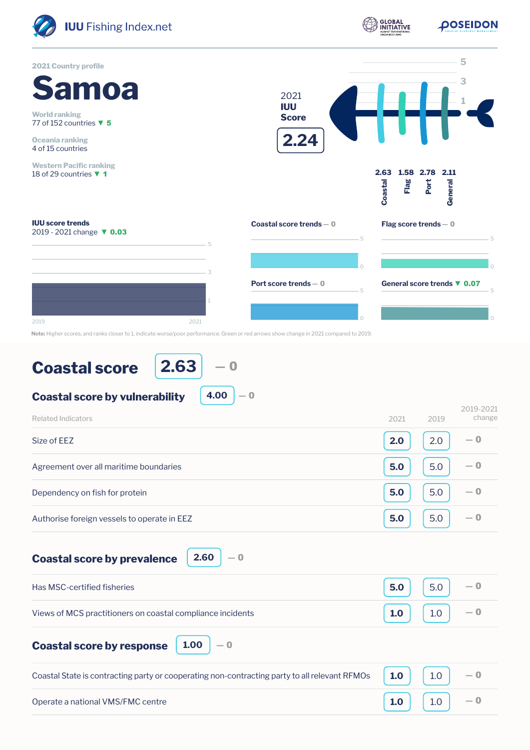**IUU** Fishing Index.net

2021 Country profile

# Samoa

World ranking
77 of 152 countries ▼ 5

Oceania ranking
4 of 15 countries

Western Pacific ranking
18 of 29 countries ▼ 1

2021 **IUU Score**

**2.24**

| Coastal | Flag | Port | General |
|---|---|---|---|
| 2.63 | 1.58 | 2.78 | 2.11 |

**IUU score trends**
2019 - 2021 change ▼ **0.03**

**Coastal score trends** — 0

**Flag score trends** — 0

**Port score trends** — 0

**General score trends** ▼ **0.07**

**Note:** Higher scores, and ranks closer to 1, indicate worse/poor performance. Green or red arrows show change in 2021 compared to 2019.

## Coastal score 2.63 — 0

### Coastal score by vulnerability 4.00 — 0

| Related Indicators | 2021 | 2019 | 2019-2021 change |
|---|---|---|---|
| Size of EEZ | 2.0 | 2.0 | — 0 |
| Agreement over all maritime boundaries | 5.0 | 5.0 | — 0 |
| Dependency on fish for protein | 5.0 | 5.0 | — 0 |
| Authorise foreign vessels to operate in EEZ | 5.0 | 5.0 | — 0 |

### Coastal score by prevalence 2.60 — 0

| Related Indicators | 2021 | 2019 | 2019-2021 change |
|---|---|---|---|
| Has MSC-certified fisheries | 5.0 | 5.0 | — 0 |
| Views of MCS practitioners on coastal compliance incidents | 1.0 | 1.0 | — 0 |

### Coastal score by response 1.00 — 0

| Related Indicators | 2021 | 2019 | 2019-2021 change |
|---|---|---|---|
| Coastal State is contracting party or cooperating non-contracting party to all relevant RFMOs | 1.0 | 1.0 | — 0 |
| Operate a national VMS/FMC centre | 1.0 | 1.0 | — 0 |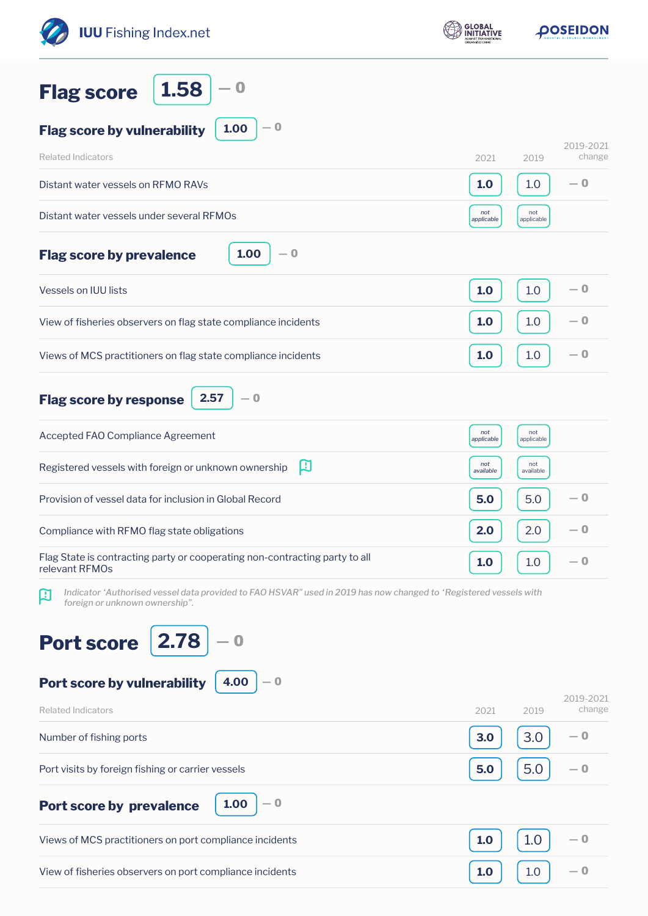## Flag score 1.58 — 0

### Flag score by vulnerability 1.00 — 0

| Related Indicators | 2021 | 2019 | 2019-2021 change |
|---|---|---|---|
| Distant water vessels on RFMO RAVs | 1.0 | 1.0 | — 0 |
| Distant water vessels under several RFMOs | not applicable | not applicable | |

### Flag score by prevalence 1.00 — 0

| Related Indicators | 2021 | 2019 | 2019-2021 change |
|---|---|---|---|
| Vessels on IUU lists | 1.0 | 1.0 | — 0 |
| View of fisheries observers on flag state compliance incidents | 1.0 | 1.0 | — 0 |
| Views of MCS practitioners on flag state compliance incidents | 1.0 | 1.0 | — 0 |

### Flag score by response 2.57 — 0

| Related Indicators | 2021 | 2019 | 2019-2021 change |
|---|---|---|---|
| Accepted FAO Compliance Agreement | not applicable | not applicable | |
| Registered vessels with foreign or unknown ownership | not available | not available | |
| Provision of vessel data for inclusion in Global Record | 5.0 | 5.0 | — 0 |
| Compliance with RFMO flag state obligations | 2.0 | 2.0 | — 0 |
| Flag State is contracting party or cooperating non-contracting party to all relevant RFMOs | 1.0 | 1.0 | — 0 |

*Indicator 'Authorised vessel data provided to FAO HSVAR" used in 2019 has now changed to 'Registered vessels with foreign or unknown ownership".*

## Port score 2.78 — 0

### Port score by vulnerability 4.00 — 0

| Related Indicators | 2021 | 2019 | 2019-2021 change |
|---|---|---|---|
| Number of fishing ports | 3.0 | 3.0 | — 0 |
| Port visits by foreign fishing or carrier vessels | 5.0 | 5.0 | — 0 |

### Port score by prevalence 1.00 — 0

| Related Indicators | 2021 | 2019 | 2019-2021 change |
|---|---|---|---|
| Views of MCS practitioners on port compliance incidents | 1.0 | 1.0 | — 0 |
| View of fisheries observers on port compliance incidents | 1.0 | 1.0 | — 0 |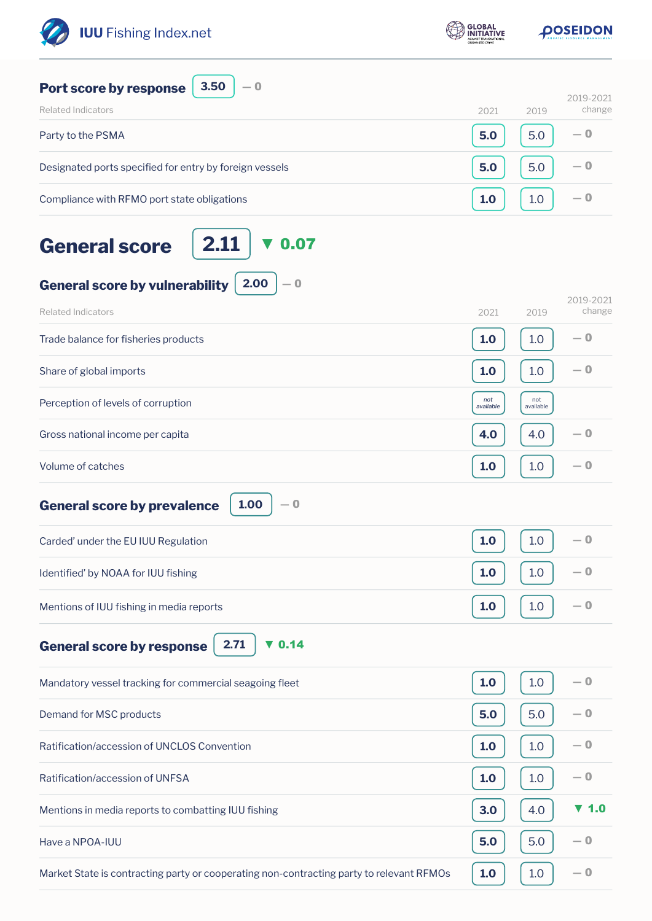## Port score by response 3.50 — 0

| Related Indicators | 2021 | 2019 | 2019-2021 change |
|---|---|---|---|
| Party to the PSMA | 5.0 | 5.0 | — 0 |
| Designated ports specified for entry by foreign vessels | 5.0 | 5.0 | — 0 |
| Compliance with RFMO port state obligations | 1.0 | 1.0 | — 0 |

# General score 2.11 ▼ 0.07

## General score by vulnerability 2.00 — 0

| Related Indicators | 2021 | 2019 | 2019-2021 change |
|---|---|---|---|
| Trade balance for fisheries products | 1.0 | 1.0 | — 0 |
| Share of global imports | 1.0 | 1.0 | — 0 |
| Perception of levels of corruption | not available | not available | |
| Gross national income per capita | 4.0 | 4.0 | — 0 |
| Volume of catches | 1.0 | 1.0 | — 0 |

## General score by prevalence 1.00 — 0

| | | | |
|---|---|---|---|
| Carded' under the EU IUU Regulation | 1.0 | 1.0 | — 0 |
| Identified' by NOAA for IUU fishing | 1.0 | 1.0 | — 0 |
| Mentions of IUU fishing in media reports | 1.0 | 1.0 | — 0 |

## General score by response 2.71 ▼ 0.14

| | | | |
|---|---|---|---|
| Mandatory vessel tracking for commercial seagoing fleet | 1.0 | 1.0 | — 0 |
| Demand for MSC products | 5.0 | 5.0 | — 0 |
| Ratification/accession of UNCLOS Convention | 1.0 | 1.0 | — 0 |
| Ratification/accession of UNFSA | 1.0 | 1.0 | — 0 |
| Mentions in media reports to combatting IUU fishing | 3.0 | 4.0 | ▼ 1.0 |
| Have a NPOA-IUU | 5.0 | 5.0 | — 0 |
| Market State is contracting party or cooperating non-contracting party to relevant RFMOs | 1.0 | 1.0 | — 0 |